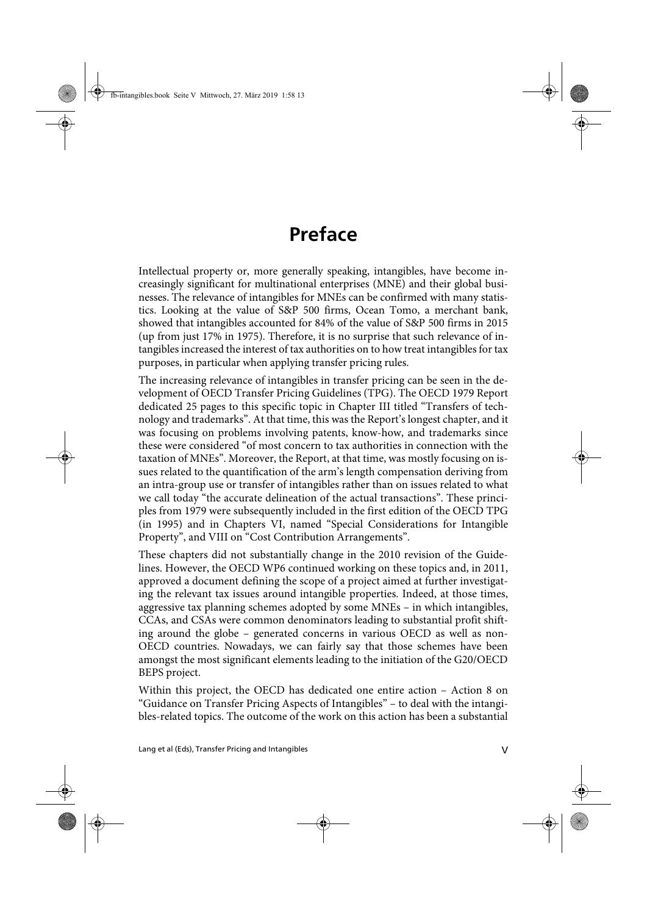# Preface

Intellectual property or, more generally speaking, intangibles, have become increasingly significant for multinational enterprises (MNE) and their global businesses. The relevance of intangibles for MNEs can be confirmed with many statistics. Looking at the value of S&P 500 firms, Ocean Tomo, a merchant bank, showed that intangibles accounted for 84% of the value of S&P 500 firms in 2015 (up from just 17% in 1975). Therefore, it is no surprise that such relevance of intangibles increased the interest of tax authorities on to how treat intangibles for tax purposes, in particular when applying transfer pricing rules.

The increasing relevance of intangibles in transfer pricing can be seen in the development of OECD Transfer Pricing Guidelines (TPG). The OECD 1979 Report dedicated 25 pages to this specific topic in Chapter III titled "Transfers of technology and trademarks". At that time, this was the Report's longest chapter, and it was focusing on problems involving patents, know-how, and trademarks since these were considered "of most concern to tax authorities in connection with the taxation of MNEs". Moreover, the Report, at that time, was mostly focusing on issues related to the quantification of the arm's length compensation deriving from an intra-group use or transfer of intangibles rather than on issues related to what we call today "the accurate delineation of the actual transactions". These principles from 1979 were subsequently included in the first edition of the OECD TPG (in 1995) and in Chapters VI, named "Special Considerations for Intangible Property", and VIII on "Cost Contribution Arrangements".

These chapters did not substantially change in the 2010 revision of the Guidelines. However, the OECD WP6 continued working on these topics and, in 2011, approved a document defining the scope of a project aimed at further investigating the relevant tax issues around intangible properties. Indeed, at those times, aggressive tax planning schemes adopted by some MNEs – in which intangibles, CCAs, and CSAs were common denominators leading to substantial profit shifting around the globe – generated concerns in various OECD as well as non-OECD countries. Nowadays, we can fairly say that those schemes have been amongst the most significant elements leading to the initiation of the G20/OECD BEPS project.

Within this project, the OECD has dedicated one entire action – Action 8 on "Guidance on Transfer Pricing Aspects of Intangibles" – to deal with the intangibles-related topics. The outcome of the work on this action has been a substantial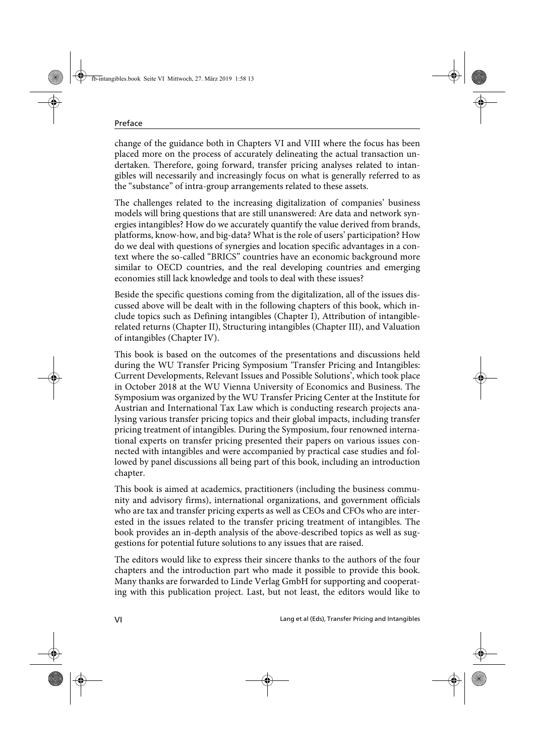change of the guidance both in Chapters VI and VIII where the focus has been placed more on the process of accurately delineating the actual transaction undertaken. Therefore, going forward, transfer pricing analyses related to intangibles will necessarily and increasingly focus on what is generally referred to as the "substance" of intra-group arrangements related to these assets.

The challenges related to the increasing digitalization of companies' business models will bring questions that are still unanswered: Are data and network synergies intangibles? How do we accurately quantify the value derived from brands, platforms, know-how, and big-data? What is the role of users' participation? How do we deal with questions of synergies and location specific advantages in a context where the so-called "BRICS" countries have an economic background more similar to OECD countries, and the real developing countries and emerging economies still lack knowledge and tools to deal with these issues?

Beside the specific questions coming from the digitalization, all of the issues discussed above will be dealt with in the following chapters of this book, which include topics such as Defining intangibles (Chapter I), Attribution of intangible-related returns (Chapter II), Structuring intangibles (Chapter III), and Valuation of intangibles (Chapter IV).

This book is based on the outcomes of the presentations and discussions held during the WU Transfer Pricing Symposium 'Transfer Pricing and Intangibles: Current Developments, Relevant Issues and Possible Solutions', which took place in October 2018 at the WU Vienna University of Economics and Business. The Symposium was organized by the WU Transfer Pricing Center at the Institute for Austrian and International Tax Law which is conducting research projects analysing various transfer pricing topics and their global impacts, including transfer pricing treatment of intangibles. During the Symposium, four renowned international experts on transfer pricing presented their papers on various issues connected with intangibles and were accompanied by practical case studies and followed by panel discussions all being part of this book, including an introduction chapter.

This book is aimed at academics, practitioners (including the business community and advisory firms), international organizations, and government officials who are tax and transfer pricing experts as well as CEOs and CFOs who are interested in the issues related to the transfer pricing treatment of intangibles. The book provides an in-depth analysis of the above-described topics as well as suggestions for potential future solutions to any issues that are raised.

The editors would like to express their sincere thanks to the authors of the four chapters and the introduction part who made it possible to provide this book. Many thanks are forwarded to Linde Verlag GmbH for supporting and cooperating with this publication project. Last, but not least, the editors would like to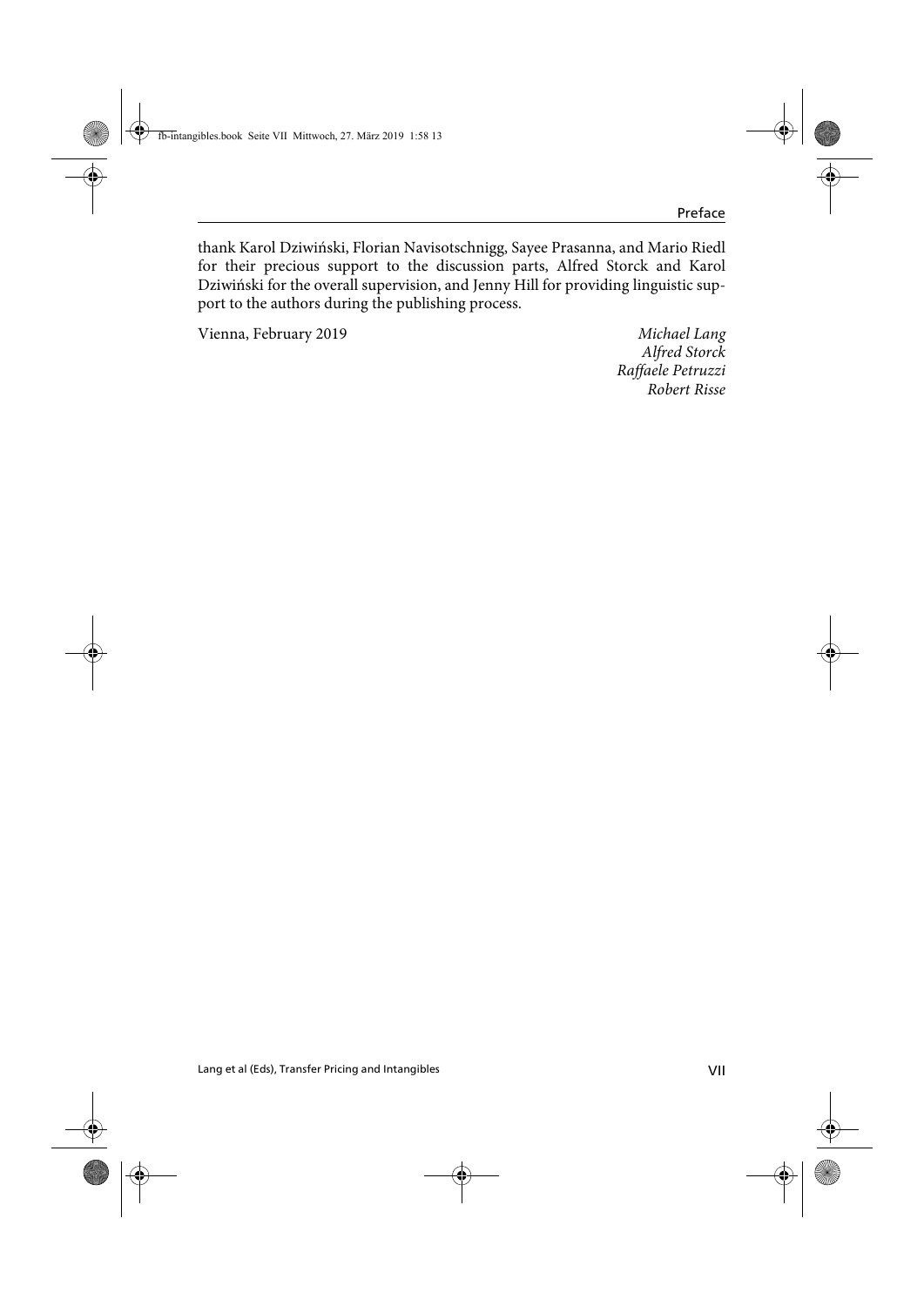thank Karol Dziwiński, Florian Navisotschnigg, Sayee Prasanna, and Mario Riedl for their precious support to the discussion parts, Alfred Storck and Karol Dziwiński for the overall supervision, and Jenny Hill for providing linguistic support to the authors during the publishing process.

Vienna, February 2019

*Michael Lang*
*Alfred Storck*
*Raffaele Petruzzi*
*Robert Risse*